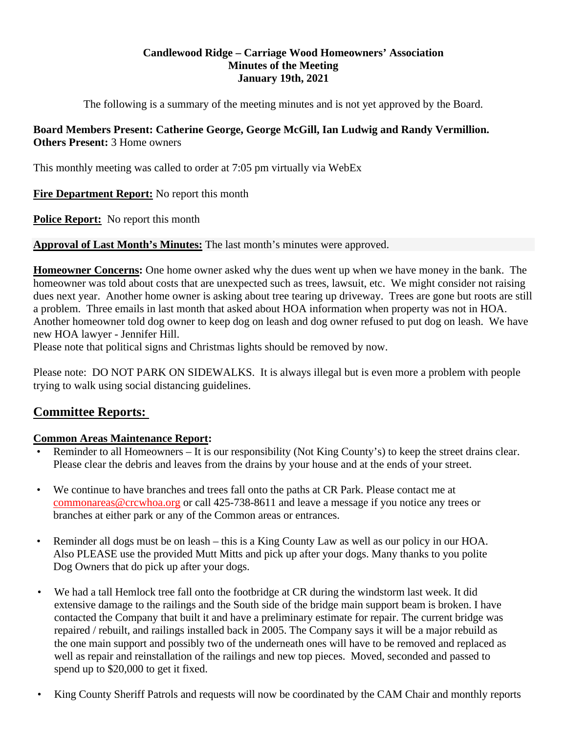**Candlewood Ridge – Carriage Wood Homeowners' Association**
**Minutes of the Meeting**
**January 19th, 2021**

The following is a summary of the meeting minutes and is not yet approved by the Board.

**Board Members Present: Catherine George, George McGill, Ian Ludwig and Randy Vermillion.**
**Others Present:** 3 Home owners

This monthly meeting was called to order at 7:05 pm virtually via WebEx

**Fire Department Report:** No report this month

**Police Report:** No report this month

**Approval of Last Month's Minutes:** The last month's minutes were approved.

**Homeowner Concerns:** One home owner asked why the dues went up when we have money in the bank. The homeowner was told about costs that are unexpected such as trees, lawsuit, etc. We might consider not raising dues next year. Another home owner is asking about tree tearing up driveway. Trees are gone but roots are still a problem. Three emails in last month that asked about HOA information when property was not in HOA. Another homeowner told dog owner to keep dog on leash and dog owner refused to put dog on leash. We have new HOA lawyer - Jennifer Hill.
Please note that political signs and Christmas lights should be removed by now.

Please note: DO NOT PARK ON SIDEWALKS. It is always illegal but is even more a problem with people trying to walk using social distancing guidelines.

## Committee Reports:

### Common Areas Maintenance Report:

- Reminder to all Homeowners – It is our responsibility (Not King County's) to keep the street drains clear. Please clear the debris and leaves from the drains by your house and at the ends of your street.

- We continue to have branches and trees fall onto the paths at CR Park. Please contact me at commonareas@crcwhoa.org or call 425-738-8611 and leave a message if you notice any trees or branches at either park or any of the Common areas or entrances.

- Reminder all dogs must be on leash – this is a King County Law as well as our policy in our HOA. Also PLEASE use the provided Mutt Mitts and pick up after your dogs. Many thanks to you polite Dog Owners that do pick up after your dogs.

- We had a tall Hemlock tree fall onto the footbridge at CR during the windstorm last week. It did extensive damage to the railings and the South side of the bridge main support beam is broken. I have contacted the Company that built it and have a preliminary estimate for repair. The current bridge was repaired / rebuilt, and railings installed back in 2005. The Company says it will be a major rebuild as the one main support and possibly two of the underneath ones will have to be removed and replaced as well as repair and reinstallation of the railings and new top pieces. Moved, seconded and passed to spend up to $20,000 to get it fixed.

- King County Sheriff Patrols and requests will now be coordinated by the CAM Chair and monthly reports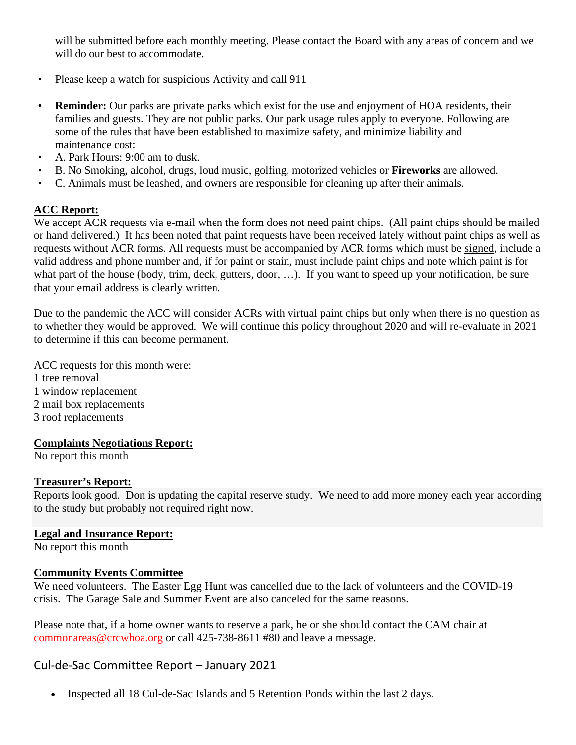will be submitted before each monthly meeting. Please contact the Board with any areas of concern and we will do our best to accommodate.

- Please keep a watch for suspicious Activity and call 911

- **Reminder:** Our parks are private parks which exist for the use and enjoyment of HOA residents, their families and guests. They are not public parks. Our park usage rules apply to everyone. Following are some of the rules that have been established to maximize safety, and minimize liability and maintenance cost:
- A. Park Hours: 9:00 am to dusk.
- B. No Smoking, alcohol, drugs, loud music, golfing, motorized vehicles or **Fireworks** are allowed.
- C. Animals must be leashed, and owners are responsible for cleaning up after their animals.

**ACC Report:**

We accept ACR requests via e-mail when the form does not need paint chips. (All paint chips should be mailed or hand delivered.) It has been noted that paint requests have been received lately without paint chips as well as requests without ACR forms. All requests must be accompanied by ACR forms which must be signed, include a valid address and phone number and, if for paint or stain, must include paint chips and note which paint is for what part of the house (body, trim, deck, gutters, door, …). If you want to speed up your notification, be sure that your email address is clearly written.

Due to the pandemic the ACC will consider ACRs with virtual paint chips but only when there is no question as to whether they would be approved. We will continue this policy throughout 2020 and will re-evaluate in 2021 to determine if this can become permanent.

ACC requests for this month were:
1 tree removal
1 window replacement
2 mail box replacements
3 roof replacements

**Complaints Negotiations Report:**

No report this month

**Treasurer's Report:**

Reports look good. Don is updating the capital reserve study. We need to add more money each year according to the study but probably not required right now.

**Legal and Insurance Report:**

No report this month

**Community Events Committee**

We need volunteers. The Easter Egg Hunt was cancelled due to the lack of volunteers and the COVID-19 crisis. The Garage Sale and Summer Event are also canceled for the same reasons.

Please note that, if a home owner wants to reserve a park, he or she should contact the CAM chair at commonareas@crcwhoa.org or call 425-738-8611 #80 and leave a message.

## Cul-de-Sac Committee Report – January 2021

- Inspected all 18 Cul-de-Sac Islands and 5 Retention Ponds within the last 2 days.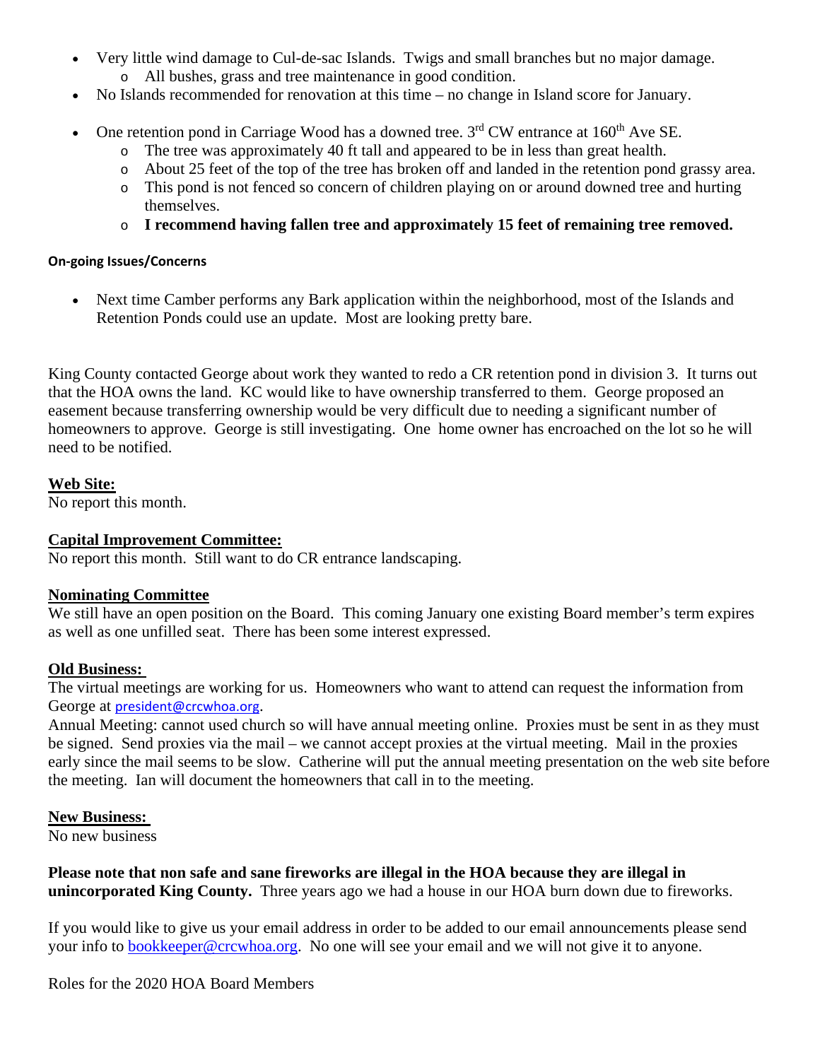- Very little wind damage to Cul-de-sac Islands. Twigs and small branches but no major damage.
  - All bushes, grass and tree maintenance in good condition.
- No Islands recommended for renovation at this time – no change in Island score for January.
- One retention pond in Carriage Wood has a downed tree. 3rd CW entrance at 160th Ave SE.
  - The tree was approximately 40 ft tall and appeared to be in less than great health.
  - About 25 feet of the top of the tree has broken off and landed in the retention pond grassy area.
  - This pond is not fenced so concern of children playing on or around downed tree and hurting themselves.
  - **I recommend having fallen tree and approximately 15 feet of remaining tree removed.**

**On-going Issues/Concerns**

- Next time Camber performs any Bark application within the neighborhood, most of the Islands and Retention Ponds could use an update. Most are looking pretty bare.

King County contacted George about work they wanted to redo a CR retention pond in division 3. It turns out that the HOA owns the land. KC would like to have ownership transferred to them. George proposed an easement because transferring ownership would be very difficult due to needing a significant number of homeowners to approve. George is still investigating. One home owner has encroached on the lot so he will need to be notified.

**Web Site:**
No report this month.

**Capital Improvement Committee:**
No report this month. Still want to do CR entrance landscaping.

**Nominating Committee**
We still have an open position on the Board. This coming January one existing Board member's term expires as well as one unfilled seat. There has been some interest expressed.

**Old Business:**
The virtual meetings are working for us. Homeowners who want to attend can request the information from George at president@crcwhoa.org.
Annual Meeting: cannot used church so will have annual meeting online. Proxies must be sent in as they must be signed. Send proxies via the mail – we cannot accept proxies at the virtual meeting. Mail in the proxies early since the mail seems to be slow. Catherine will put the annual meeting presentation on the web site before the meeting. Ian will document the homeowners that call in to the meeting.

**New Business:**
No new business

**Please note that non safe and sane fireworks are illegal in the HOA because they are illegal in unincorporated King County.** Three years ago we had a house in our HOA burn down due to fireworks.

If you would like to give us your email address in order to be added to our email announcements please send your info to bookkeeper@crcwhoa.org. No one will see your email and we will not give it to anyone.

Roles for the 2020 HOA Board Members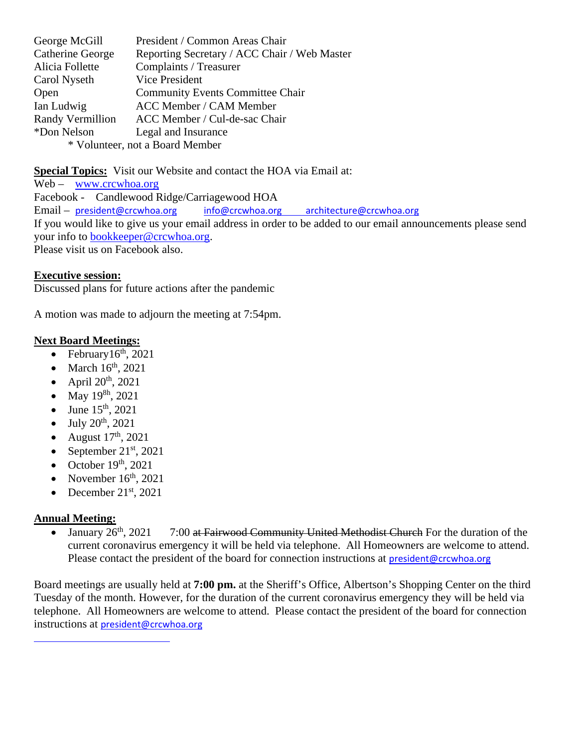| | |
|---|---|
| George McGill | President / Common Areas Chair |
| Catherine George | Reporting Secretary / ACC Chair / Web Master |
| Alicia Follette | Complaints / Treasurer |
| Carol Nyseth | Vice President |
| Open | Community Events Committee Chair |
| Ian Ludwig | ACC Member / CAM Member |
| Randy Vermillion | ACC Member / Cul-de-sac Chair |
| *Don Nelson | Legal and Insurance |

\* Volunteer, not a Board Member

**Special Topics:** Visit our Website and contact the HOA via Email at:
Web – www.crcwhoa.org
Facebook - Candlewood Ridge/Carriagewood HOA
Email – president@crcwhoa.org info@crcwhoa.org architecture@crcwhoa.org
If you would like to give us your email address in order to be added to our email announcements please send your info to bookkeeper@crcwhoa.org.
Please visit us on Facebook also.

**Executive session:**
Discussed plans for future actions after the pandemic

A motion was made to adjourn the meeting at 7:54pm.

**Next Board Meetings:**

- February16th, 2021
- March 16th, 2021
- April 20th, 2021
- May 198h, 2021
- June 15th, 2021
- July 20th, 2021
- August 17th, 2021
- September 21st, 2021
- October 19th, 2021
- November 16th, 2021
- December 21st, 2021

**Annual Meeting:**

- January 26th, 2021 7:00 ~~at Fairwood Community United Methodist Church~~ For the duration of the current coronavirus emergency it will be held via telephone. All Homeowners are welcome to attend. Please contact the president of the board for connection instructions at president@crcwhoa.org

Board meetings are usually held at **7:00 pm.** at the Sheriff's Office, Albertson's Shopping Center on the third Tuesday of the month. However, for the duration of the current coronavirus emergency they will be held via telephone. All Homeowners are welcome to attend. Please contact the president of the board for connection instructions at president@crcwhoa.org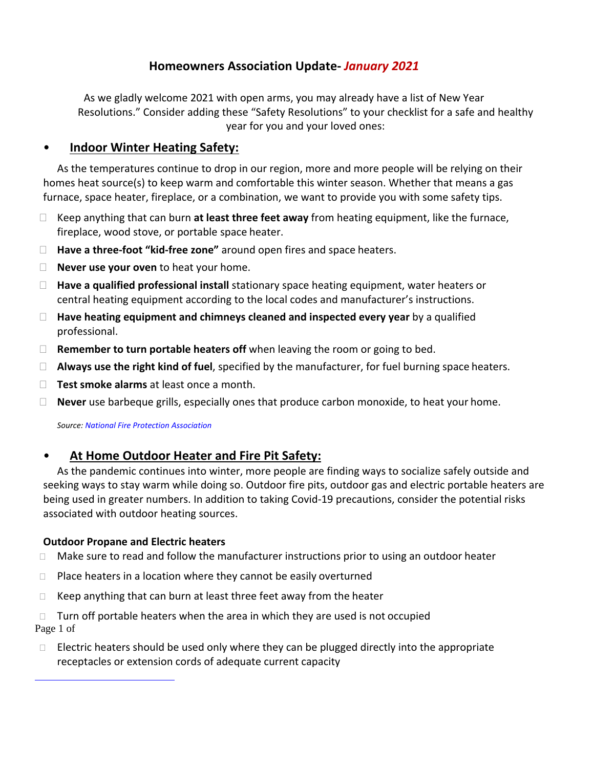# Homeowners Association Update- *January 2021*

As we gladly welcome 2021 with open arms, you may already have a list of New Year Resolutions." Consider adding these "Safety Resolutions" to your checklist for a safe and healthy year for you and your loved ones:

## Indoor Winter Heating Safety:

As the temperatures continue to drop in our region, more and more people will be relying on their homes heat source(s) to keep warm and comfortable this winter season. Whether that means a gas furnace, space heater, fireplace, or a combination, we want to provide you with some safety tips.

- Keep anything that can burn **at least three feet away** from heating equipment, like the furnace, fireplace, wood stove, or portable space heater.
- **Have a three-foot "kid-free zone"** around open fires and space heaters.
- **Never use your oven** to heat your home.
- **Have a qualified professional install** stationary space heating equipment, water heaters or central heating equipment according to the local codes and manufacturer's instructions.
- **Have heating equipment and chimneys cleaned and inspected every year** by a qualified professional.
- **Remember to turn portable heaters off** when leaving the room or going to bed.
- **Always use the right kind of fuel**, specified by the manufacturer, for fuel burning space heaters.
- **Test smoke alarms** at least once a month.
- **Never** use barbeque grills, especially ones that produce carbon monoxide, to heat your home.

*Source: National Fire Protection Association*

## At Home Outdoor Heater and Fire Pit Safety:

As the pandemic continues into winter, more people are finding ways to socialize safely outside and seeking ways to stay warm while doing so. Outdoor fire pits, outdoor gas and electric portable heaters are being used in greater numbers. In addition to taking Covid-19 precautions, consider the potential risks associated with outdoor heating sources.

**Outdoor Propane and Electric heaters**

- Make sure to read and follow the manufacturer instructions prior to using an outdoor heater
- Place heaters in a location where they cannot be easily overturned
- Keep anything that can burn at least three feet away from the heater
- Turn off portable heaters when the area in which they are used is not occupied
- Electric heaters should be used only where they can be plugged directly into the appropriate receptacles or extension cords of adequate current capacity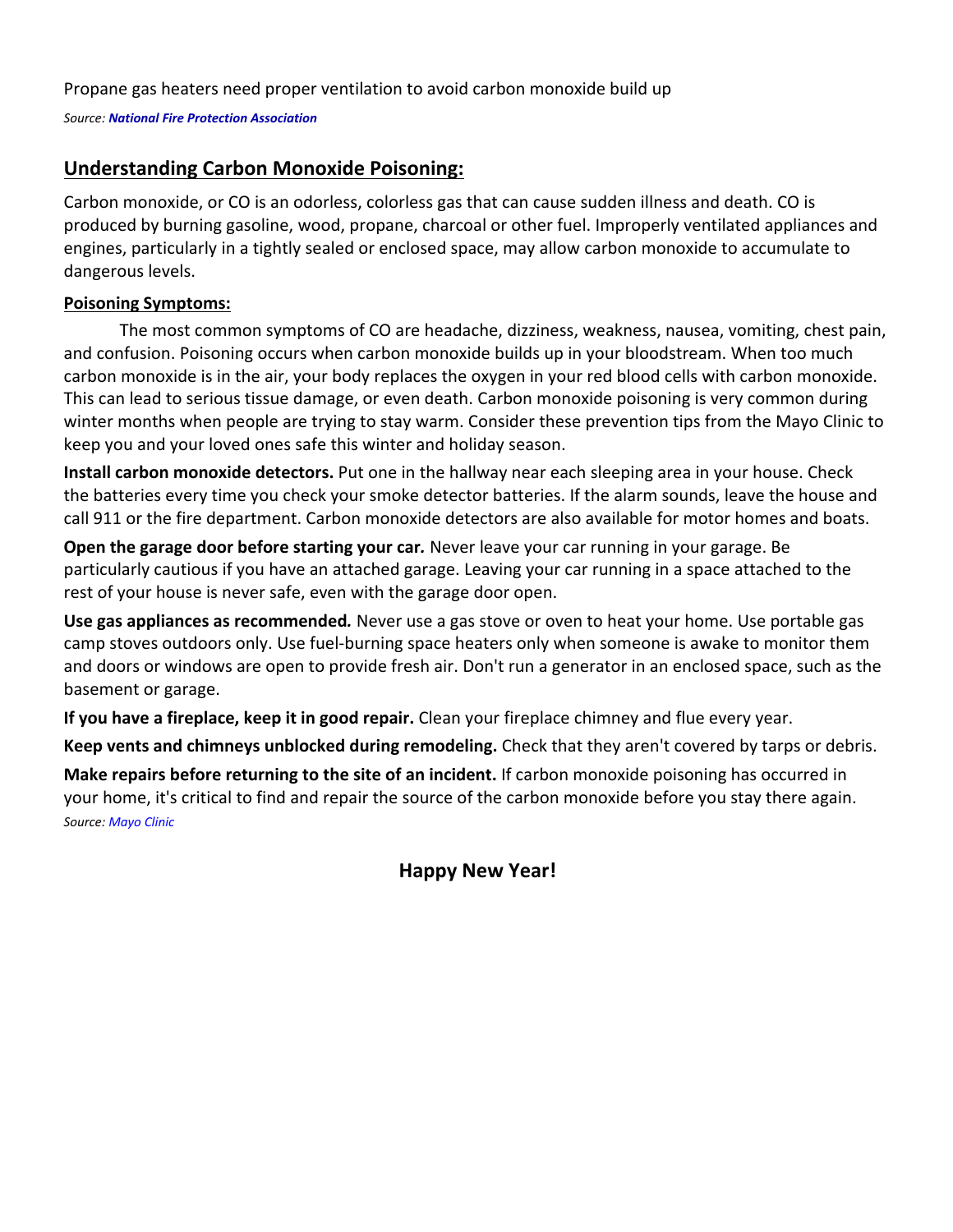Propane gas heaters need proper ventilation to avoid carbon monoxide build up

*Source: **National Fire Protection Association***

## Understanding Carbon Monoxide Poisoning:

Carbon monoxide, or CO is an odorless, colorless gas that can cause sudden illness and death. CO is produced by burning gasoline, wood, propane, charcoal or other fuel. Improperly ventilated appliances and engines, particularly in a tightly sealed or enclosed space, may allow carbon monoxide to accumulate to dangerous levels.

### Poisoning Symptoms:

The most common symptoms of CO are headache, dizziness, weakness, nausea, vomiting, chest pain, and confusion. Poisoning occurs when carbon monoxide builds up in your bloodstream. When too much carbon monoxide is in the air, your body replaces the oxygen in your red blood cells with carbon monoxide. This can lead to serious tissue damage, or even death. Carbon monoxide poisoning is very common during winter months when people are trying to stay warm. Consider these prevention tips from the Mayo Clinic to keep you and your loved ones safe this winter and holiday season.

**Install carbon monoxide detectors.** Put one in the hallway near each sleeping area in your house. Check the batteries every time you check your smoke detector batteries. If the alarm sounds, leave the house and call 911 or the fire department. Carbon monoxide detectors are also available for motor homes and boats.

**Open the garage door before starting your car.** Never leave your car running in your garage. Be particularly cautious if you have an attached garage. Leaving your car running in a space attached to the rest of your house is never safe, even with the garage door open.

**Use gas appliances as recommended.** Never use a gas stove or oven to heat your home. Use portable gas camp stoves outdoors only. Use fuel-burning space heaters only when someone is awake to monitor them and doors or windows are open to provide fresh air. Don't run a generator in an enclosed space, such as the basement or garage.

**If you have a fireplace, keep it in good repair.** Clean your fireplace chimney and flue every year.

**Keep vents and chimneys unblocked during remodeling.** Check that they aren't covered by tarps or debris.

**Make repairs before returning to the site of an incident.** If carbon monoxide poisoning has occurred in your home, it's critical to find and repair the source of the carbon monoxide before you stay there again.

*Source: Mayo Clinic*

**Happy New Year!**